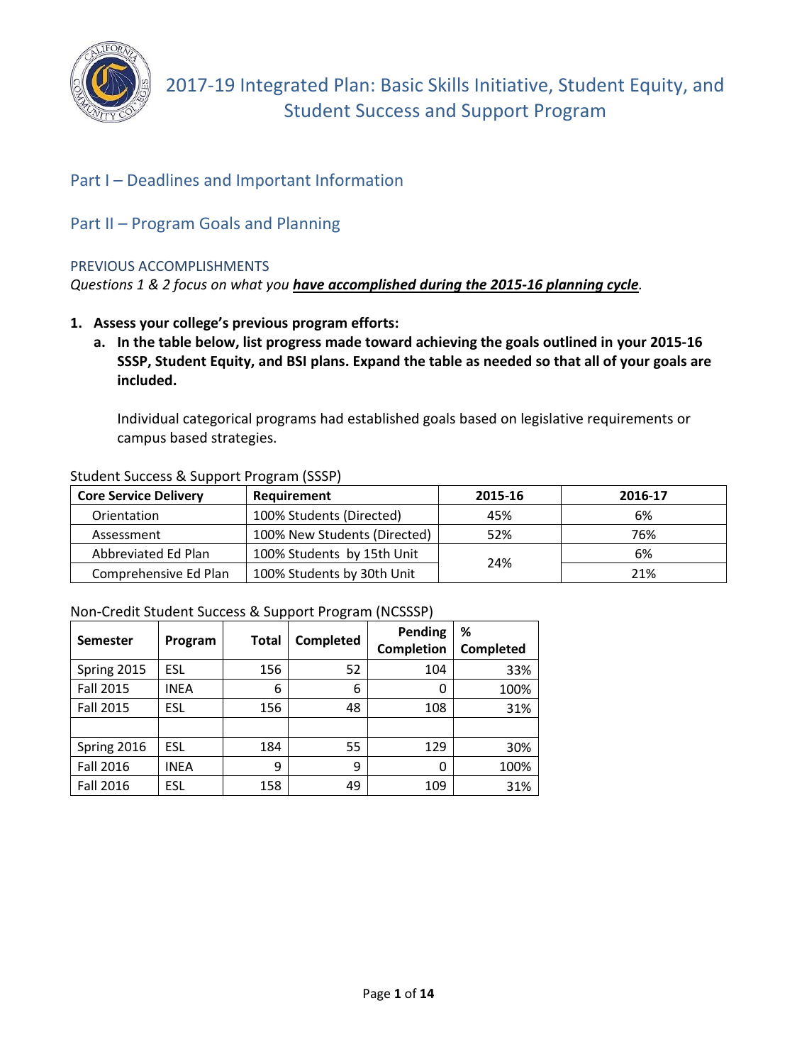# 2017-19 Integrated Plan: Basic Skills Initiative, Student Equity, and Student Success and Support Program

## Part I – Deadlines and Important Information

## Part II – Program Goals and Planning

### PREVIOUS ACCOMPLISHMENTS

*Questions 1 & 2 focus on what you **have accomplished during the 2015-16 planning cycle**.*

1. **Assess your college's previous program efforts:**
   a. **In the table below, list progress made toward achieving the goals outlined in your 2015-16 SSSP, Student Equity, and BSI plans. Expand the table as needed so that all of your goals are included.**

      Individual categorical programs had established goals based on legislative requirements or campus based strategies.

Student Success & Support Program (SSSP)

| Core Service Delivery | Requirement | 2015-16 | 2016-17 |
|---|---|---|---|
| Orientation | 100% Students (Directed) | 45% | 6% |
| Assessment | 100% New Students (Directed) | 52% | 76% |
| Abbreviated Ed Plan | 100% Students by 15th Unit | 24% | 6% |
| Comprehensive Ed Plan | 100% Students by 30th Unit | | 21% |

Non-Credit Student Success & Support Program (NCSSSP)

| Semester | Program | Total | Completed | Pending Completion | % Completed |
|---|---|---|---|---|---|
| Spring 2015 | ESL | 156 | 52 | 104 | 33% |
| Fall 2015 | INEA | 6 | 6 | 0 | 100% |
| Fall 2015 | ESL | 156 | 48 | 108 | 31% |
| | | | | | |
| Spring 2016 | ESL | 184 | 55 | 129 | 30% |
| Fall 2016 | INEA | 9 | 9 | 0 | 100% |
| Fall 2016 | ESL | 158 | 49 | 109 | 31% |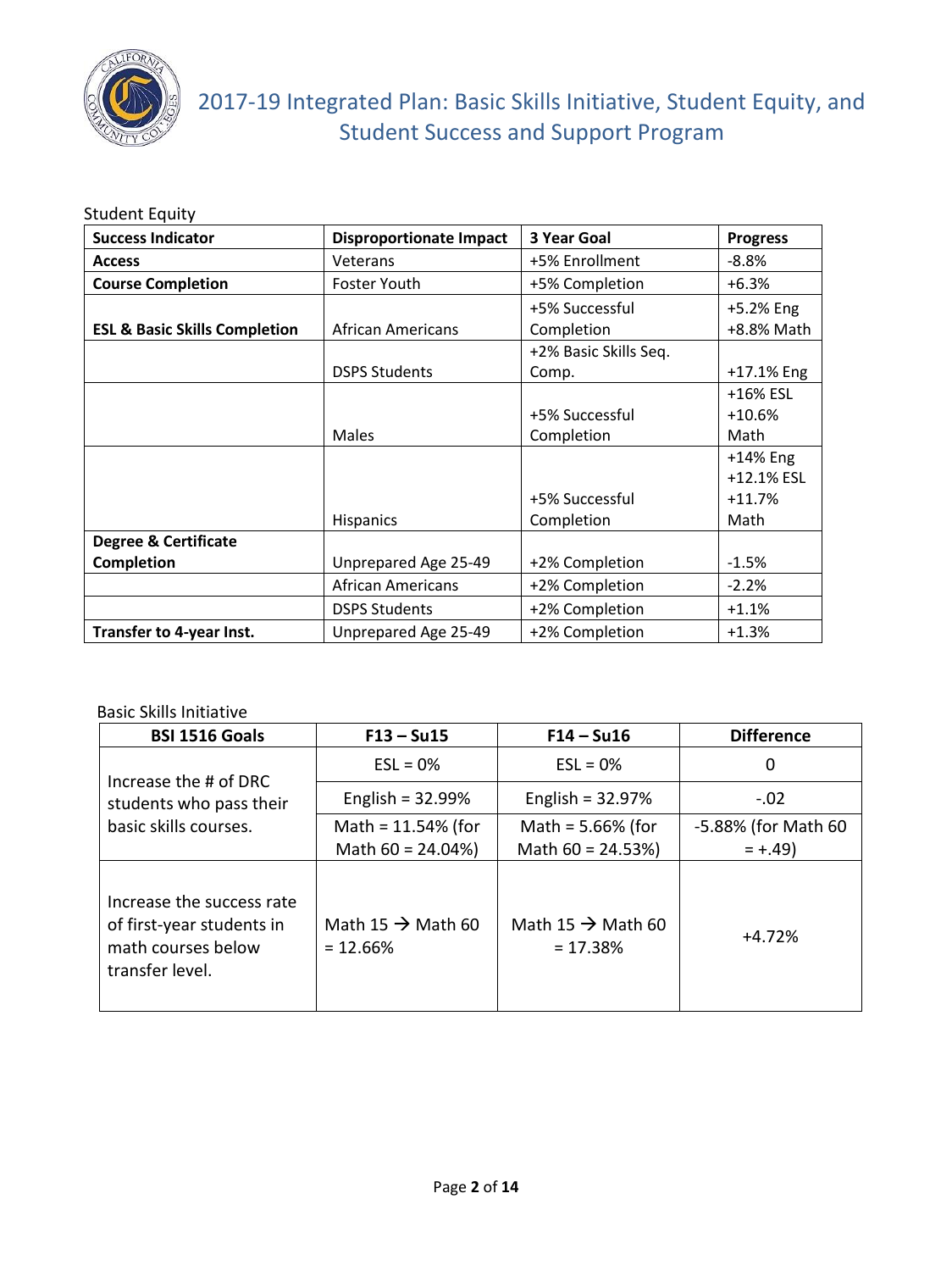Student Equity

| Success Indicator | Disproportionate Impact | 3 Year Goal | Progress |
|---|---|---|---|
| **Access** | Veterans | +5% Enrollment | -8.8% |
| **Course Completion** | Foster Youth | +5% Completion | +6.3% |
| **ESL & Basic Skills Completion** | African Americans | +5% Successful Completion | +5.2% Eng<br>+8.8% Math |
| | DSPS Students | +2% Basic Skills Seq. Comp. | +17.1% Eng |
| | Males | +5% Successful Completion | +16% ESL<br>+10.6% Math |
| | Hispanics | +5% Successful Completion | +14% Eng<br>+12.1% ESL<br>+11.7% Math |
| **Degree & Certificate Completion** | Unprepared Age 25-49 | +2% Completion | -1.5% |
| | African Americans | +2% Completion | -2.2% |
| | DSPS Students | +2% Completion | +1.1% |
| **Transfer to 4-year Inst.** | Unprepared Age 25-49 | +2% Completion | +1.3% |

Basic Skills Initiative

| BSI 1516 Goals | F13 – Su15 | F14 – Su16 | Difference |
|---|---|---|---|
| Increase the # of DRC students who pass their basic skills courses. | ESL = 0% | ESL = 0% | 0 |
| | English = 32.99% | English = 32.97% | -.02 |
| | Math = 11.54% (for Math 60 = 24.04%) | Math = 5.66% (for Math 60 = 24.53%) | -5.88% (for Math 60 = +.49) |
| Increase the success rate of first-year students in math courses below transfer level. | Math 15 → Math 60 = 12.66% | Math 15 → Math 60 = 17.38% | +4.72% |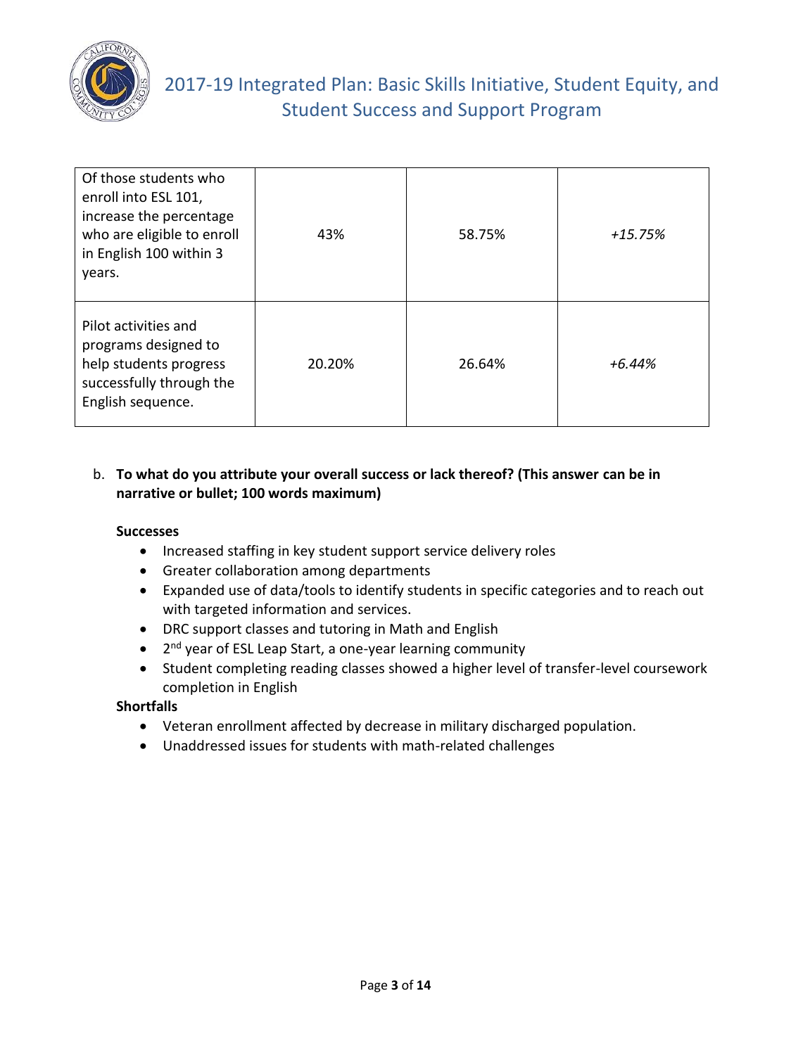| | | | |
|---|---|---|---|
| Of those students who enroll into ESL 101, increase the percentage who are eligible to enroll in English 100 within 3 years. | 43% | 58.75% | *+15.75%* |
| Pilot activities and programs designed to help students progress successfully through the English sequence. | 20.20% | 26.64% | *+6.44%* |

b. **To what do you attribute your overall success or lack thereof? (This answer can be in narrative or bullet; 100 words maximum)**

**Successes**

- Increased staffing in key student support service delivery roles
- Greater collaboration among departments
- Expanded use of data/tools to identify students in specific categories and to reach out with targeted information and services.
- DRC support classes and tutoring in Math and English
- 2nd year of ESL Leap Start, a one-year learning community
- Student completing reading classes showed a higher level of transfer-level coursework completion in English

**Shortfalls**

- Veteran enrollment affected by decrease in military discharged population.
- Unaddressed issues for students with math-related challenges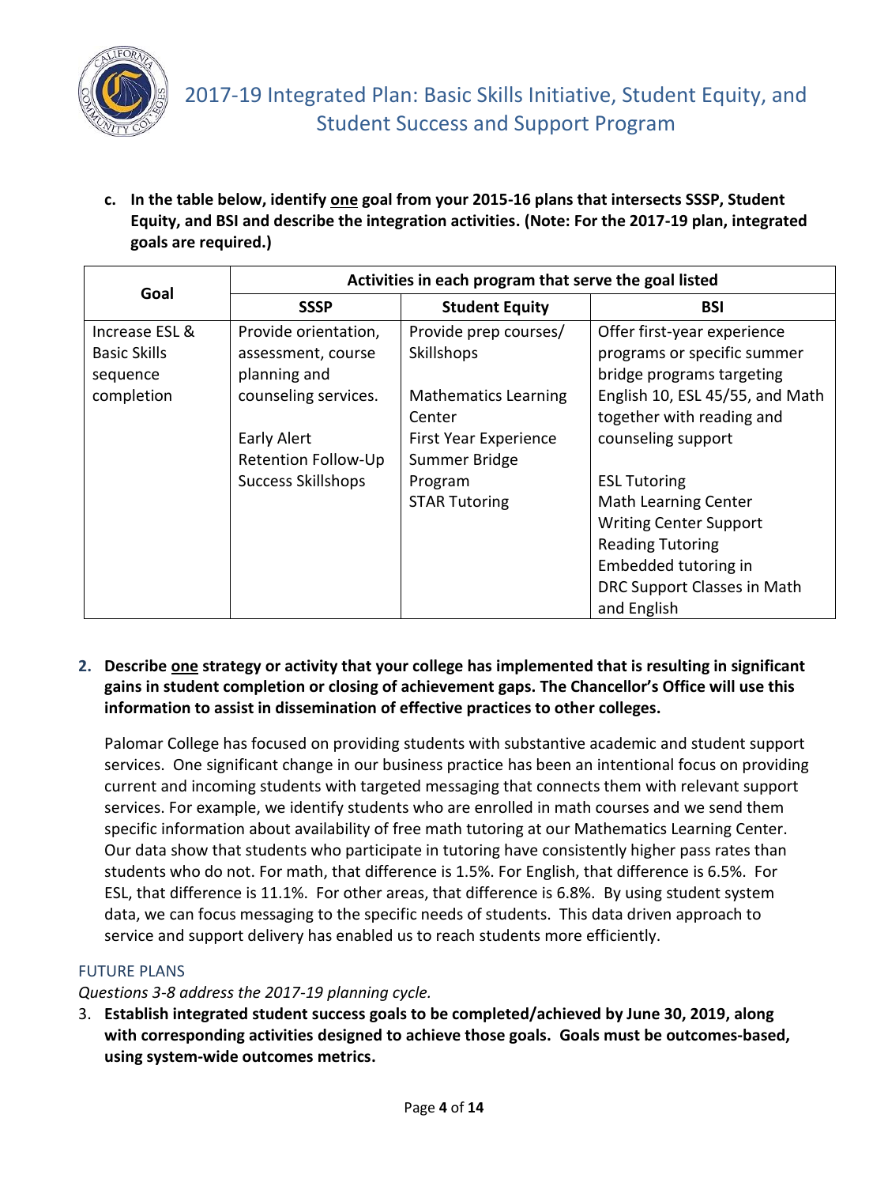**c. In the table below, identify one goal from your 2015-16 plans that intersects SSSP, Student Equity, and BSI and describe the integration activities. (Note: For the 2017-19 plan, integrated goals are required.)**

| Goal | Activities in each program that serve the goal listed | | |
|---|---|---|---|
| | **SSSP** | **Student Equity** | **BSI** |
| Increase ESL & Basic Skills sequence completion | Provide orientation, assessment, course planning and counseling services.<br><br>Early Alert<br>Retention Follow-Up<br>Success Skillshops | Provide prep courses/ Skillshops<br><br>Mathematics Learning Center<br>First Year Experience Summer Bridge Program<br>STAR Tutoring | Offer first-year experience programs or specific summer bridge programs targeting English 10, ESL 45/55, and Math together with reading and counseling support<br><br>ESL Tutoring<br>Math Learning Center<br>Writing Center Support<br>Reading Tutoring<br>Embedded tutoring in DRC Support Classes in Math and English |

**2. Describe one strategy or activity that your college has implemented that is resulting in significant gains in student completion or closing of achievement gaps. The Chancellor's Office will use this information to assist in dissemination of effective practices to other colleges.**

Palomar College has focused on providing students with substantive academic and student support services. One significant change in our business practice has been an intentional focus on providing current and incoming students with targeted messaging that connects them with relevant support services. For example, we identify students who are enrolled in math courses and we send them specific information about availability of free math tutoring at our Mathematics Learning Center. Our data show that students who participate in tutoring have consistently higher pass rates than students who do not. For math, that difference is 1.5%. For English, that difference is 6.5%. For ESL, that difference is 11.1%. For other areas, that difference is 6.8%. By using student system data, we can focus messaging to the specific needs of students. This data driven approach to service and support delivery has enabled us to reach students more efficiently.

## FUTURE PLANS

*Questions 3-8 address the 2017-19 planning cycle.*

3. **Establish integrated student success goals to be completed/achieved by June 30, 2019, along with corresponding activities designed to achieve those goals. Goals must be outcomes-based, using system-wide outcomes metrics.**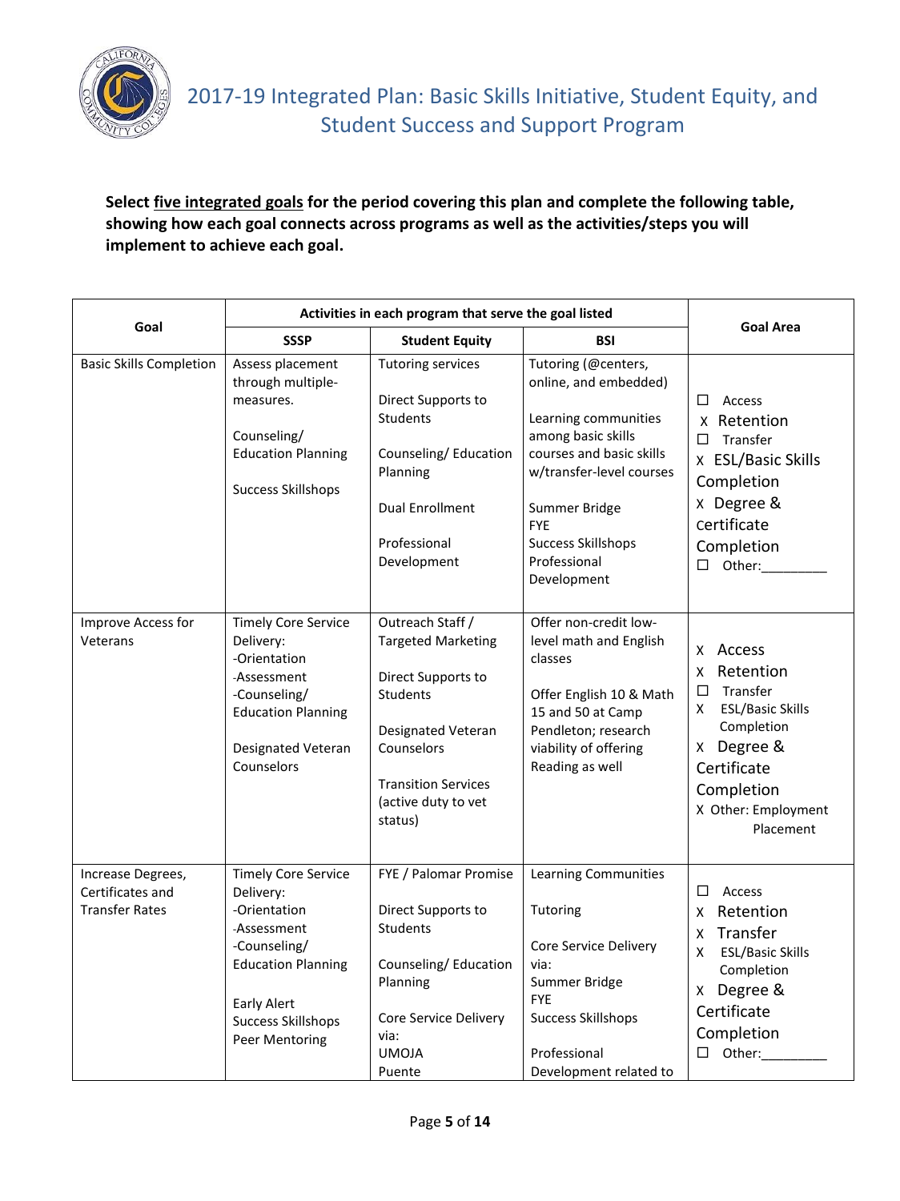# 2017-19 Integrated Plan: Basic Skills Initiative, Student Equity, and Student Success and Support Program

**Select five integrated goals for the period covering this plan and complete the following table, showing how each goal connects across programs as well as the activities/steps you will implement to achieve each goal.**

| Goal | Activities in each program that serve the goal listed | | | Goal Area |
|---|---|---|---|---|
| | SSSP | Student Equity | BSI | |
| Basic Skills Completion | Assess placement through multiple-measures.<br><br>Counseling/ Education Planning<br><br>Success Skillshops | Tutoring services<br><br>Direct Supports to Students<br><br>Counseling/ Education Planning<br><br>Dual Enrollment<br><br>Professional Development | Tutoring (@centers, online, and embedded)<br><br>Learning communities among basic skills courses and basic skills w/transfer-level courses<br><br>Summer Bridge<br>FYE<br>Success Skillshops<br>Professional Development | ☐ Access<br>X Retention<br>☐ Transfer<br>X ESL/Basic Skills Completion<br>X Degree & certificate Completion<br>☐ Other:________ |
| Improve Access for Veterans | Timely Core Service Delivery:<br>-Orientation<br>-Assessment<br>-Counseling/ Education Planning<br><br>Designated Veteran Counselors | Outreach Staff / Targeted Marketing<br><br>Direct Supports to Students<br><br>Designated Veteran Counselors<br><br>Transition Services (active duty to vet status) | Offer non-credit low-level math and English classes<br><br>Offer English 10 & Math 15 and 50 at Camp Pendleton; research viability of offering Reading as well | X Access<br>X Retention<br>☐ Transfer<br>X ESL/Basic Skills Completion<br>X Degree & Certificate Completion<br>X Other: Employment Placement |
| Increase Degrees, Certificates and Transfer Rates | Timely Core Service Delivery:<br>-Orientation<br>-Assessment<br>-Counseling/ Education Planning<br><br>Early Alert<br>Success Skillshops<br>Peer Mentoring | FYE / Palomar Promise<br><br>Direct Supports to Students<br><br>Counseling/ Education Planning<br><br>Core Service Delivery via:<br>UMOJA<br>Puente | Learning Communities<br><br>Tutoring<br><br>Core Service Delivery via:<br>Summer Bridge<br>FYE<br>Success Skillshops<br><br>Professional Development related to | ☐ Access<br>X Retention<br>X Transfer<br>X ESL/Basic Skills Completion<br>X Degree & Certificate Completion<br>☐ Other:________ |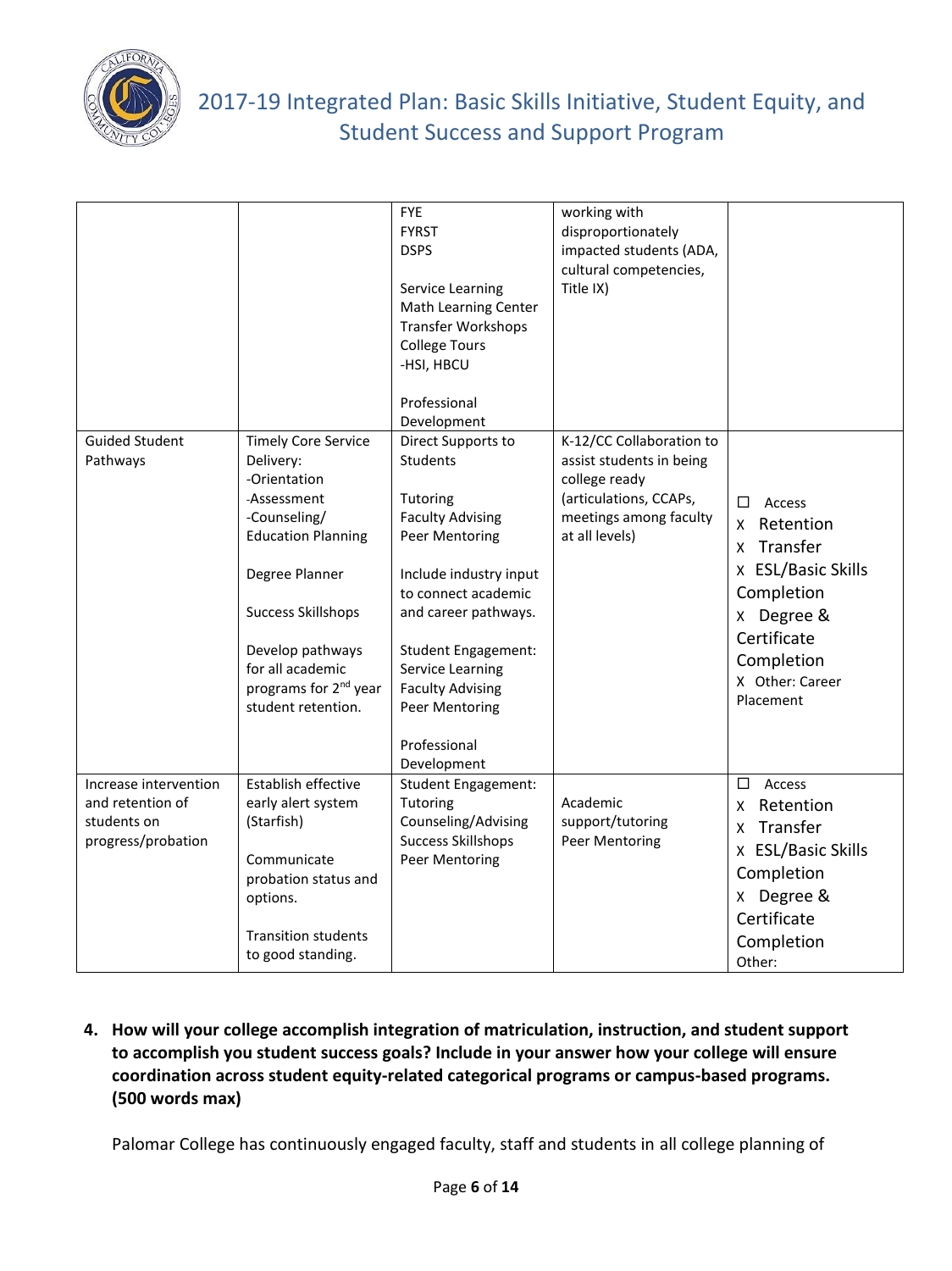| | | | | |
|---|---|---|---|---|
| | | FYE<br>FYRST<br>DSPS<br><br>Service Learning<br>Math Learning Center<br>Transfer Workshops<br>College Tours<br>-HSI, HBCU<br><br>Professional Development | working with disproportionately impacted students (ADA, cultural competencies, Title IX) | |
| Guided Student Pathways | Timely Core Service Delivery:<br>-Orientation<br>-Assessment<br>-Counseling/ Education Planning<br><br>Degree Planner<br><br>Success Skillshops<br><br>Develop pathways for all academic programs for 2nd year student retention. | Direct Supports to Students<br><br>Tutoring<br>Faculty Advising<br>Peer Mentoring<br><br>Include industry input to connect academic and career pathways.<br><br>Student Engagement:<br>Service Learning<br>Faculty Advising<br>Peer Mentoring<br><br>Professional Development | K-12/CC Collaboration to assist students in being college ready (articulations, CCAPs, meetings among faculty at all levels) | ☐ Access<br>X Retention<br>X Transfer<br>X ESL/Basic Skills Completion<br>X Degree & Certificate Completion<br>X Other: Career Placement |
| Increase intervention and retention of students on progress/probation | Establish effective early alert system (Starfish)<br><br>Communicate probation status and options.<br><br>Transition students to good standing. | Student Engagement:<br>Tutoring<br>Counseling/Advising<br>Success Skillshops<br>Peer Mentoring | Academic support/tutoring<br>Peer Mentoring | ☐ Access<br>X Retention<br>X Transfer<br>X ESL/Basic Skills Completion<br>X Degree & Certificate Completion<br>Other: |

4. **How will your college accomplish integration of matriculation, instruction, and student support to accomplish you student success goals? Include in your answer how your college will ensure coordination across student equity-related categorical programs or campus-based programs. (500 words max)**

Palomar College has continuously engaged faculty, staff and students in all college planning of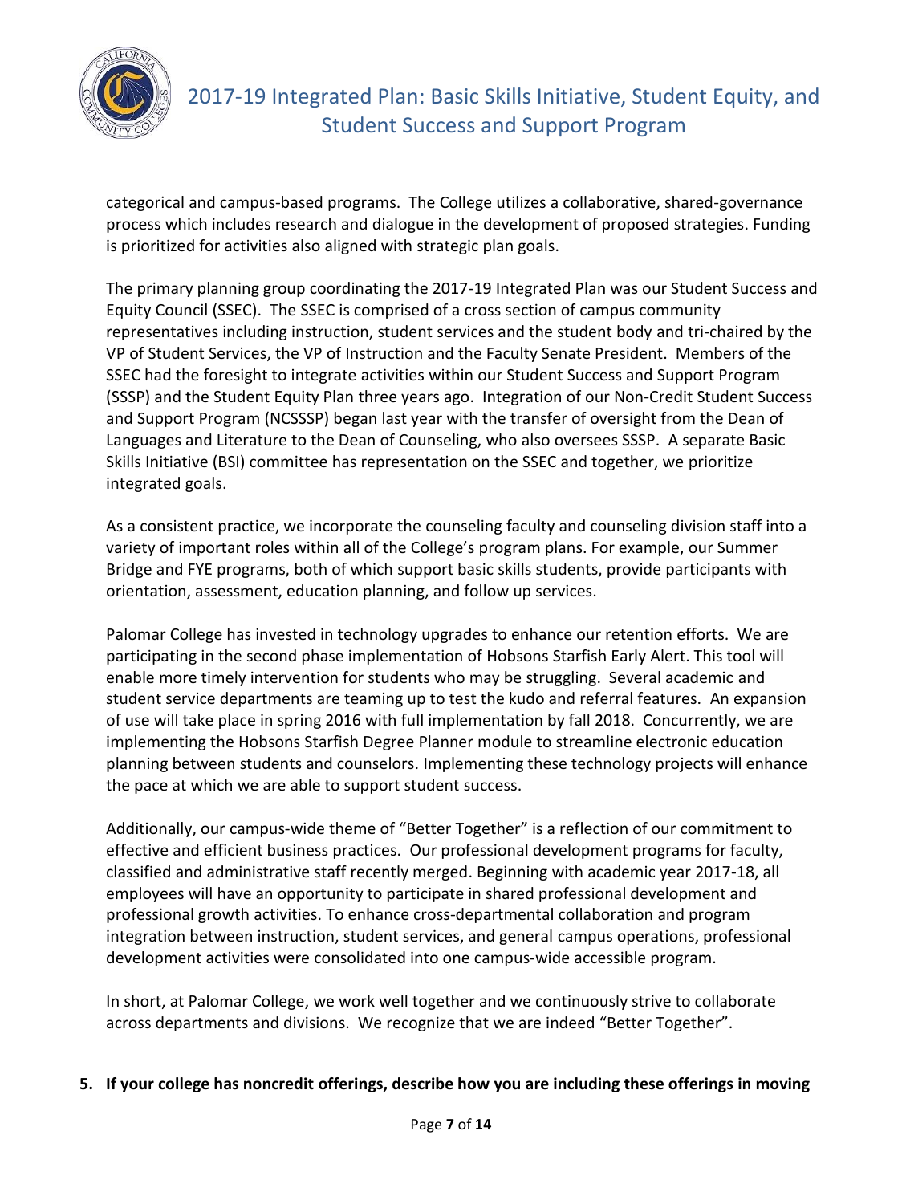categorical and campus-based programs. The College utilizes a collaborative, shared-governance process which includes research and dialogue in the development of proposed strategies. Funding is prioritized for activities also aligned with strategic plan goals.

The primary planning group coordinating the 2017-19 Integrated Plan was our Student Success and Equity Council (SSEC). The SSEC is comprised of a cross section of campus community representatives including instruction, student services and the student body and tri-chaired by the VP of Student Services, the VP of Instruction and the Faculty Senate President. Members of the SSEC had the foresight to integrate activities within our Student Success and Support Program (SSSP) and the Student Equity Plan three years ago. Integration of our Non-Credit Student Success and Support Program (NCSSSP) began last year with the transfer of oversight from the Dean of Languages and Literature to the Dean of Counseling, who also oversees SSSP. A separate Basic Skills Initiative (BSI) committee has representation on the SSEC and together, we prioritize integrated goals.

As a consistent practice, we incorporate the counseling faculty and counseling division staff into a variety of important roles within all of the College's program plans. For example, our Summer Bridge and FYE programs, both of which support basic skills students, provide participants with orientation, assessment, education planning, and follow up services.

Palomar College has invested in technology upgrades to enhance our retention efforts. We are participating in the second phase implementation of Hobsons Starfish Early Alert. This tool will enable more timely intervention for students who may be struggling. Several academic and student service departments are teaming up to test the kudo and referral features. An expansion of use will take place in spring 2016 with full implementation by fall 2018. Concurrently, we are implementing the Hobsons Starfish Degree Planner module to streamline electronic education planning between students and counselors. Implementing these technology projects will enhance the pace at which we are able to support student success.

Additionally, our campus-wide theme of "Better Together" is a reflection of our commitment to effective and efficient business practices. Our professional development programs for faculty, classified and administrative staff recently merged. Beginning with academic year 2017-18, all employees will have an opportunity to participate in shared professional development and professional growth activities. To enhance cross-departmental collaboration and program integration between instruction, student services, and general campus operations, professional development activities were consolidated into one campus-wide accessible program.

In short, at Palomar College, we work well together and we continuously strive to collaborate across departments and divisions. We recognize that we are indeed "Better Together".

**5. If your college has noncredit offerings, describe how you are including these offerings in moving**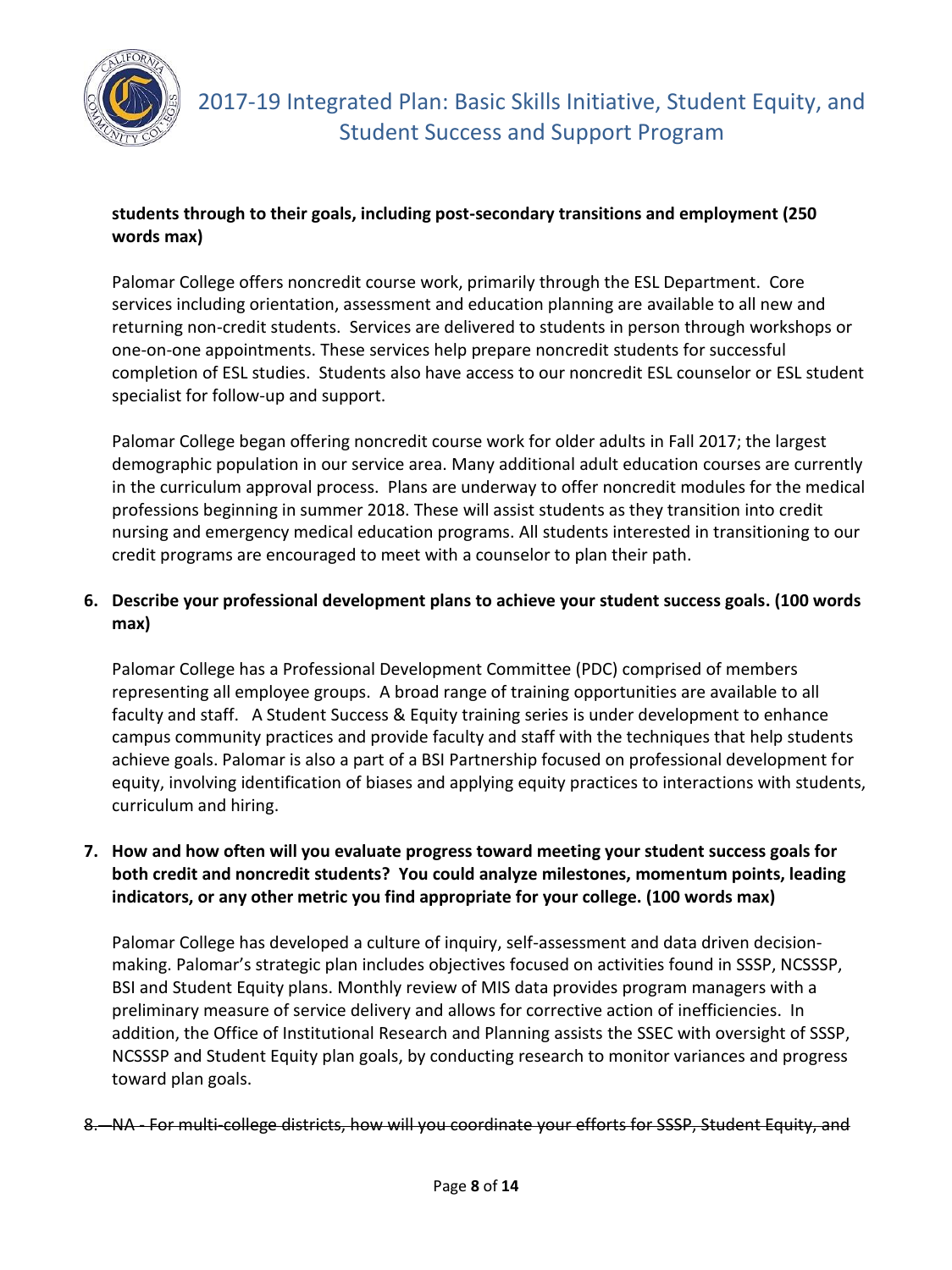**students through to their goals, including post-secondary transitions and employment (250 words max)**

Palomar College offers noncredit course work, primarily through the ESL Department. Core services including orientation, assessment and education planning are available to all new and returning non-credit students. Services are delivered to students in person through workshops or one-on-one appointments. These services help prepare noncredit students for successful completion of ESL studies. Students also have access to our noncredit ESL counselor or ESL student specialist for follow-up and support.

Palomar College began offering noncredit course work for older adults in Fall 2017; the largest demographic population in our service area. Many additional adult education courses are currently in the curriculum approval process. Plans are underway to offer noncredit modules for the medical professions beginning in summer 2018. These will assist students as they transition into credit nursing and emergency medical education programs. All students interested in transitioning to our credit programs are encouraged to meet with a counselor to plan their path.

6. **Describe your professional development plans to achieve your student success goals. (100 words max)**

   Palomar College has a Professional Development Committee (PDC) comprised of members representing all employee groups. A broad range of training opportunities are available to all faculty and staff. A Student Success & Equity training series is under development to enhance campus community practices and provide faculty and staff with the techniques that help students achieve goals. Palomar is also a part of a BSI Partnership focused on professional development for equity, involving identification of biases and applying equity practices to interactions with students, curriculum and hiring.

7. **How and how often will you evaluate progress toward meeting your student success goals for both credit and noncredit students? You could analyze milestones, momentum points, leading indicators, or any other metric you find appropriate for your college. (100 words max)**

   Palomar College has developed a culture of inquiry, self-assessment and data driven decision-making. Palomar's strategic plan includes objectives focused on activities found in SSSP, NCSSSP, BSI and Student Equity plans. Monthly review of MIS data provides program managers with a preliminary measure of service delivery and allows for corrective action of inefficiencies. In addition, the Office of Institutional Research and Planning assists the SSEC with oversight of SSSP, NCSSSP and Student Equity plan goals, by conducting research to monitor variances and progress toward plan goals.

8. ~~NA - For multi-college districts, how will you coordinate your efforts for SSSP, Student Equity, and~~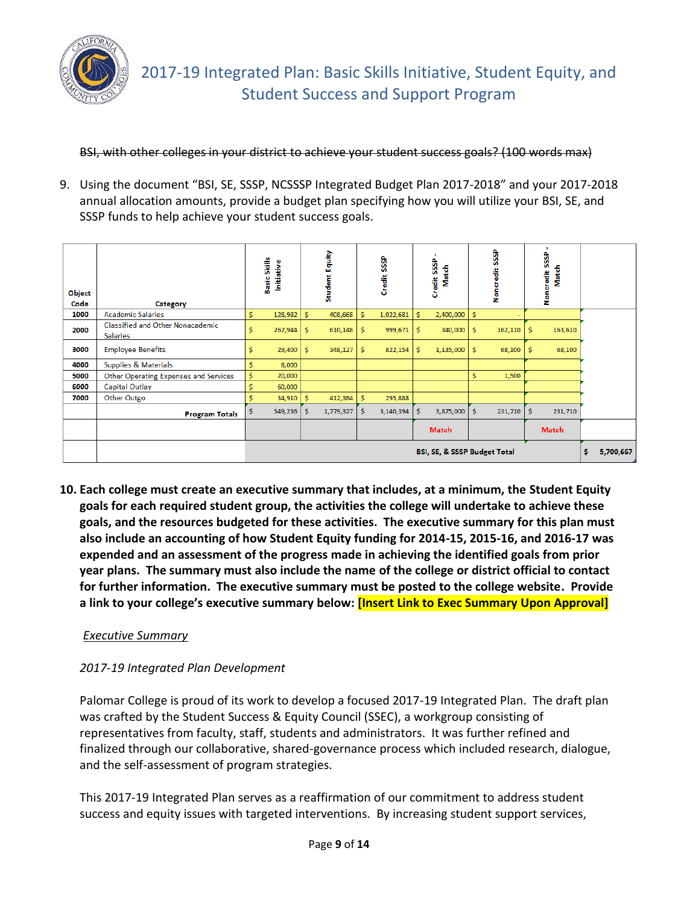~~BSI, with other colleges in your district to achieve your student success goals? (100 words max)~~

9. Using the document "BSI, SE, SSSP, NCSSSP Integrated Budget Plan 2017-2018" and your 2017-2018 annual allocation amounts, provide a budget plan specifying how you will utilize your BSI, SE, and SSSP funds to help achieve your student success goals.

| Object Code | Category | Basic Skills Initiative | Student Equity | Credit SSSP | Credit SSSP - Match | Noncredit SSSP | Noncredit SSSP - Match | |
|---|---|---|---|---|---|---|---|---|
| 1000 | Academic Salaries | $ 128,982 | $ 408,668 | $ 1,022,681 | $ 2,400,000 | $ - | | |
| 2000 | Classified and Other Nonacademic Salaries | $ 267,944 | $ 610,148 | $ 999,671 | $ 340,000 | $ 162,110 | $ 163,610 | |
| 3000 | Employee Benefits | $ 29,400 | $ 348,127 | $ 822,154 | $ 1,135,000 | $ 68,100 | $ 68,100 | |
| 4000 | Supplies & Materials | $ 8,000 | | | | | | |
| 5000 | Other Operating Expenses and Services | $ 20,000 | | | | $ 1,500 | | |
| 6000 | Capital Outlay | $ 60,000 | | | | | | |
| 7000 | Other Outgo | $ 34,910 | $ 412,384 | $ 295,888 | | | | |
| | Program Totals | $ 549,236 | $ 1,779,327 | $ 3,140,394 | $ 3,875,000 | $ 231,710 | $ 231,710 | |
| | | | | | Match | | Match | |
| | | BSI, SE, & SSSP Budget Total | | | | | | $ 5,700,667 |

**10. Each college must create an executive summary that includes, at a minimum, the Student Equity goals for each required student group, the activities the college will undertake to achieve these goals, and the resources budgeted for these activities. The executive summary for this plan must also include an accounting of how Student Equity funding for 2014-15, 2015-16, and 2016-17 was expended and an assessment of the progress made in achieving the identified goals from prior year plans. The summary must also include the name of the college or district official to contact for further information. The executive summary must be posted to the college website. Provide a link to your college's executive summary below: [Insert Link to Exec Summary Upon Approval]**

*Executive Summary*

*2017-19 Integrated Plan Development*

Palomar College is proud of its work to develop a focused 2017-19 Integrated Plan. The draft plan was crafted by the Student Success & Equity Council (SSEC), a workgroup consisting of representatives from faculty, staff, students and administrators. It was further refined and finalized through our collaborative, shared-governance process which included research, dialogue, and the self-assessment of program strategies.

This 2017-19 Integrated Plan serves as a reaffirmation of our commitment to address student success and equity issues with targeted interventions. By increasing student support services,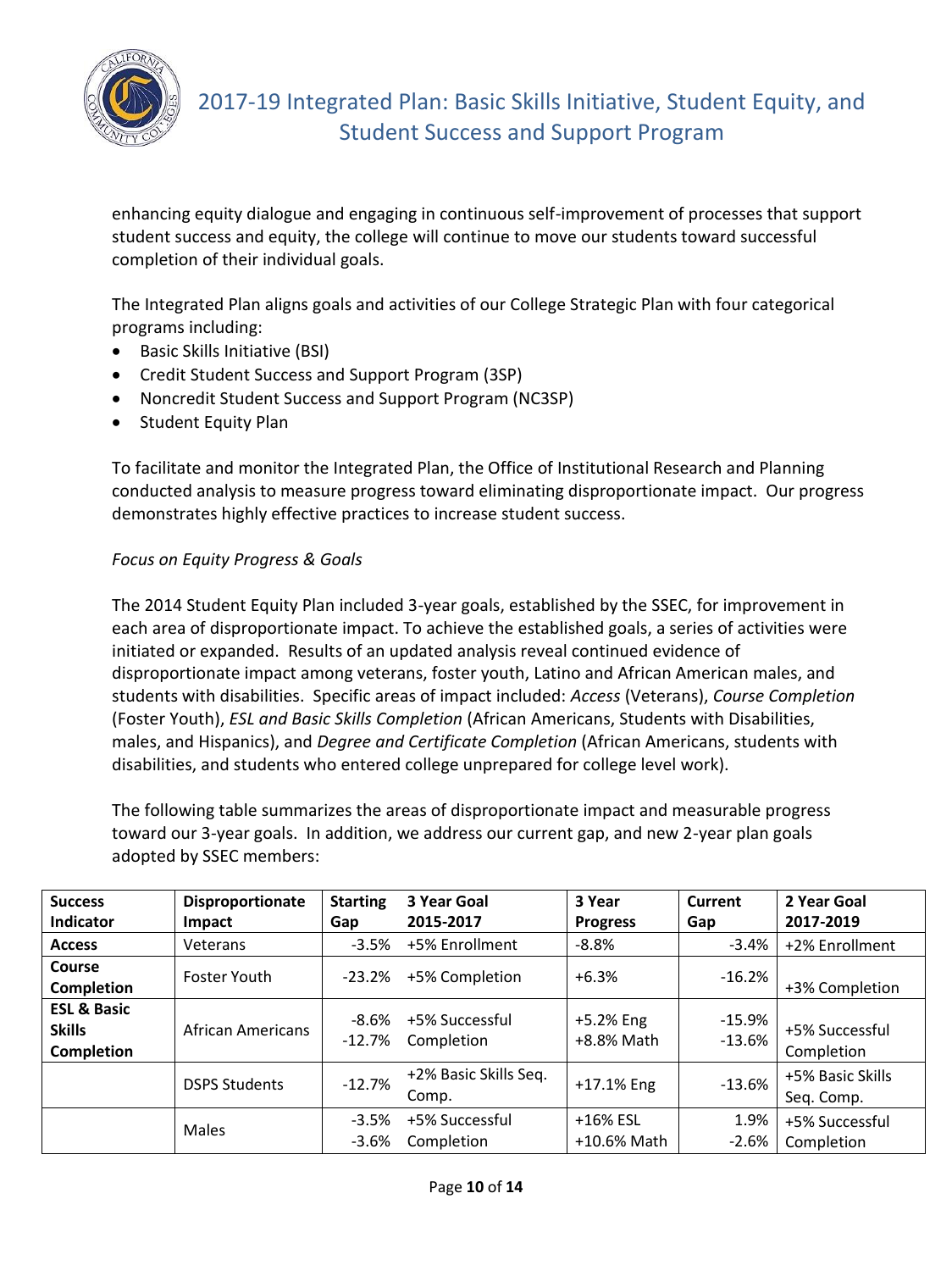enhancing equity dialogue and engaging in continuous self-improvement of processes that support student success and equity, the college will continue to move our students toward successful completion of their individual goals.

The Integrated Plan aligns goals and activities of our College Strategic Plan with four categorical programs including:

- Basic Skills Initiative (BSI)
- Credit Student Success and Support Program (3SP)
- Noncredit Student Success and Support Program (NC3SP)
- Student Equity Plan

To facilitate and monitor the Integrated Plan, the Office of Institutional Research and Planning conducted analysis to measure progress toward eliminating disproportionate impact. Our progress demonstrates highly effective practices to increase student success.

*Focus on Equity Progress & Goals*

The 2014 Student Equity Plan included 3-year goals, established by the SSEC, for improvement in each area of disproportionate impact. To achieve the established goals, a series of activities were initiated or expanded. Results of an updated analysis reveal continued evidence of disproportionate impact among veterans, foster youth, Latino and African American males, and students with disabilities. Specific areas of impact included: *Access* (Veterans), *Course Completion* (Foster Youth), *ESL and Basic Skills Completion* (African Americans, Students with Disabilities, males, and Hispanics), and *Degree and Certificate Completion* (African Americans, students with disabilities, and students who entered college unprepared for college level work).

The following table summarizes the areas of disproportionate impact and measurable progress toward our 3-year goals. In addition, we address our current gap, and new 2-year plan goals adopted by SSEC members:

| Success Indicator | Disproportionate Impact | Starting Gap | 3 Year Goal 2015-2017 | 3 Year Progress | Current Gap | 2 Year Goal 2017-2019 |
|---|---|---|---|---|---|---|
| **Access** | Veterans | -3.5% | +5% Enrollment | -8.8% | -3.4% | +2% Enrollment |
| **Course Completion** | Foster Youth | -23.2% | +5% Completion | +6.3% | -16.2% | +3% Completion |
| **ESL & Basic Skills Completion** | African Americans | -8.6%<br>-12.7% | +5% Successful Completion | +5.2% Eng<br>+8.8% Math | -15.9%<br>-13.6% | +5% Successful Completion |
| | DSPS Students | -12.7% | +2% Basic Skills Seq. Comp. | +17.1% Eng | -13.6% | +5% Basic Skills Seq. Comp. |
| | Males | -3.5%<br>-3.6% | +5% Successful Completion | +16% ESL<br>+10.6% Math | 1.9%<br>-2.6% | +5% Successful Completion |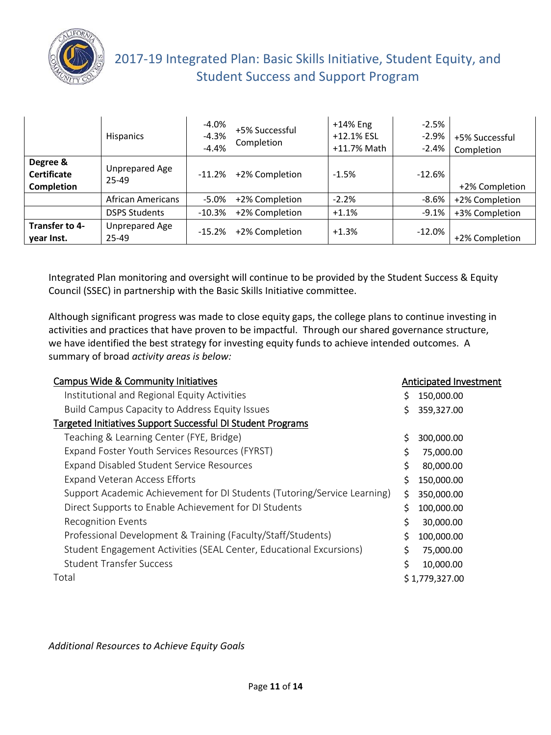| | | | | | | |
|---|---|---|---|---|---|---|
| | Hispanics | -4.0%<br>-4.3%<br>-4.4% | +5% Successful Completion | +14% Eng<br>+12.1% ESL<br>+11.7% Math | -2.5%<br>-2.9%<br>-2.4% | +5% Successful Completion |
| **Degree & Certificate Completion** | Unprepared Age 25-49 | -11.2% | +2% Completion | -1.5% | -12.6% | +2% Completion |
| | African Americans | -5.0% | +2% Completion | -2.2% | -8.6% | +2% Completion |
| | DSPS Students | -10.3% | +2% Completion | +1.1% | -9.1% | +3% Completion |
| **Transfer to 4-year Inst.** | Unprepared Age 25-49 | -15.2% | +2% Completion | +1.3% | -12.0% | +2% Completion |

Integrated Plan monitoring and oversight will continue to be provided by the Student Success & Equity Council (SSEC) in partnership with the Basic Skills Initiative committee.

Although significant progress was made to close equity gaps, the college plans to continue investing in activities and practices that have proven to be impactful. Through our shared governance structure, we have identified the best strategy for investing equity funds to achieve intended outcomes. A summary of broad *activity areas is below:*

| Campus Wide & Community Initiatives | Anticipated Investment |
|---|---|
| Institutional and Regional Equity Activities | $ 150,000.00 |
| Build Campus Capacity to Address Equity Issues | $ 359,327.00 |
| **Targeted Initiatives Support Successful DI Student Programs** | |
| Teaching & Learning Center (FYE, Bridge) | $ 300,000.00 |
| Expand Foster Youth Services Resources (FYRST) | $ 75,000.00 |
| Expand Disabled Student Service Resources | $ 80,000.00 |
| Expand Veteran Access Efforts | $ 150,000.00 |
| Support Academic Achievement for DI Students (Tutoring/Service Learning) | $ 350,000.00 |
| Direct Supports to Enable Achievement for DI Students | $ 100,000.00 |
| Recognition Events | $ 30,000.00 |
| Professional Development & Training (Faculty/Staff/Students) | $ 100,000.00 |
| Student Engagement Activities (SEAL Center, Educational Excursions) | $ 75,000.00 |
| Student Transfer Success | $ 10,000.00 |
| Total | $ 1,779,327.00 |

*Additional Resources to Achieve Equity Goals*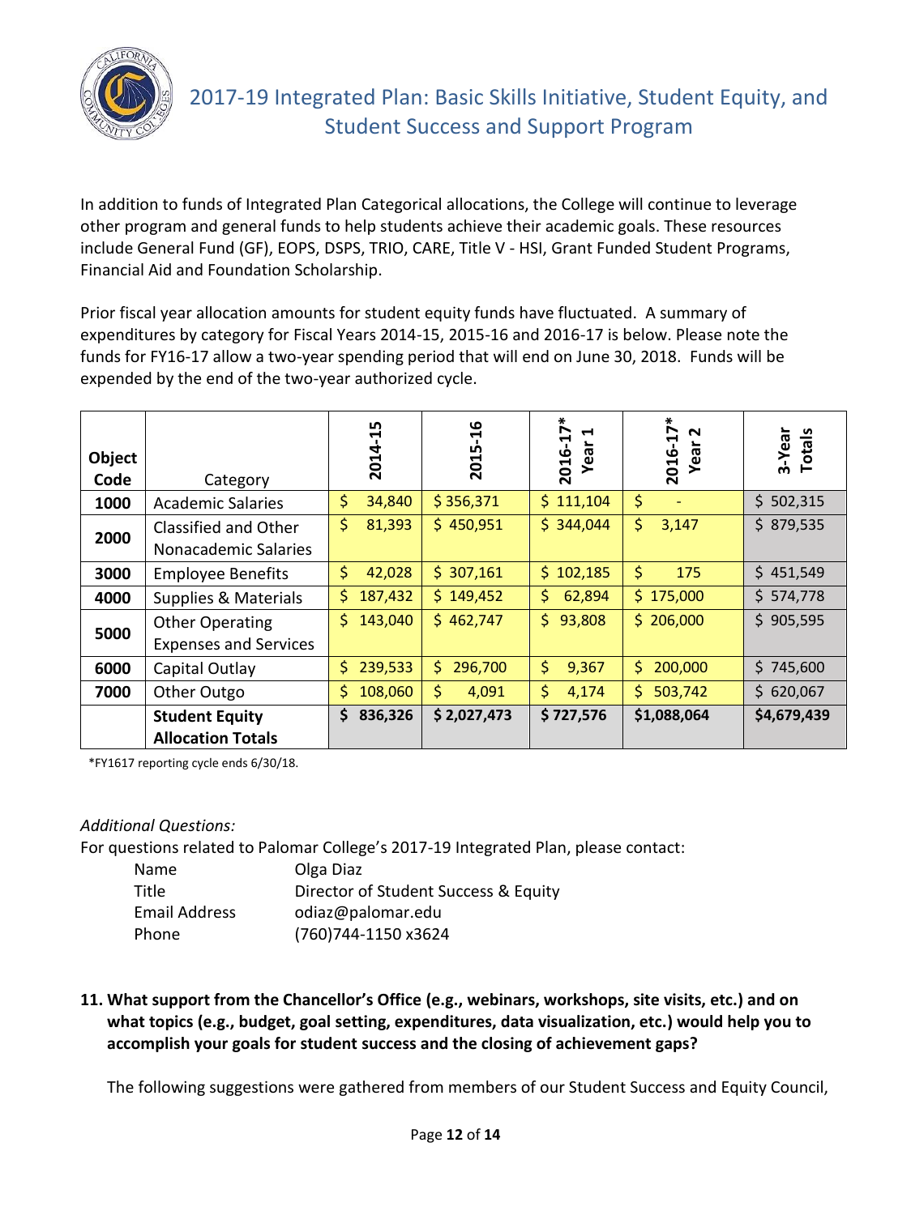In addition to funds of Integrated Plan Categorical allocations, the College will continue to leverage other program and general funds to help students achieve their academic goals. These resources include General Fund (GF), EOPS, DSPS, TRIO, CARE, Title V - HSI, Grant Funded Student Programs, Financial Aid and Foundation Scholarship.

Prior fiscal year allocation amounts for student equity funds have fluctuated. A summary of expenditures by category for Fiscal Years 2014-15, 2015-16 and 2016-17 is below. Please note the funds for FY16-17 allow a two-year spending period that will end on June 30, 2018. Funds will be expended by the end of the two-year authorized cycle.

| Object Code | Category | 2014-15 | 2015-16 | 2016-17* Year 1 | 2016-17* Year 2 | 3-Year Totals |
|---|---|---|---|---|---|---|
| 1000 | Academic Salaries | $ 34,840 | $ 356,371 | $ 111,104 | $ - | $ 502,315 |
| 2000 | Classified and Other Nonacademic Salaries | $ 81,393 | $ 450,951 | $ 344,044 | $ 3,147 | $ 879,535 |
| 3000 | Employee Benefits | $ 42,028 | $ 307,161 | $ 102,185 | $ 175 | $ 451,549 |
| 4000 | Supplies & Materials | $ 187,432 | $ 149,452 | $ 62,894 | $ 175,000 | $ 574,778 |
| 5000 | Other Operating Expenses and Services | $ 143,040 | $ 462,747 | $ 93,808 | $ 206,000 | $ 905,595 |
| 6000 | Capital Outlay | $ 239,533 | $ 296,700 | $ 9,367 | $ 200,000 | $ 745,600 |
| 7000 | Other Outgo | $ 108,060 | $ 4,091 | $ 4,174 | $ 503,742 | $ 620,067 |
| | **Student Equity Allocation Totals** | **$ 836,326** | **$ 2,027,473** | **$ 727,576** | **$1,088,064** | **$4,679,439** |

*FY1617 reporting cycle ends 6/30/18.

*Additional Questions:*

For questions related to Palomar College's 2017-19 Integrated Plan, please contact:

| | |
|---|---|
| Name | Olga Diaz |
| Title | Director of Student Success & Equity |
| Email Address | odiaz@palomar.edu |
| Phone | (760)744-1150 x3624 |

**11. What support from the Chancellor's Office (e.g., webinars, workshops, site visits, etc.) and on what topics (e.g., budget, goal setting, expenditures, data visualization, etc.) would help you to accomplish your goals for student success and the closing of achievement gaps?**

The following suggestions were gathered from members of our Student Success and Equity Council,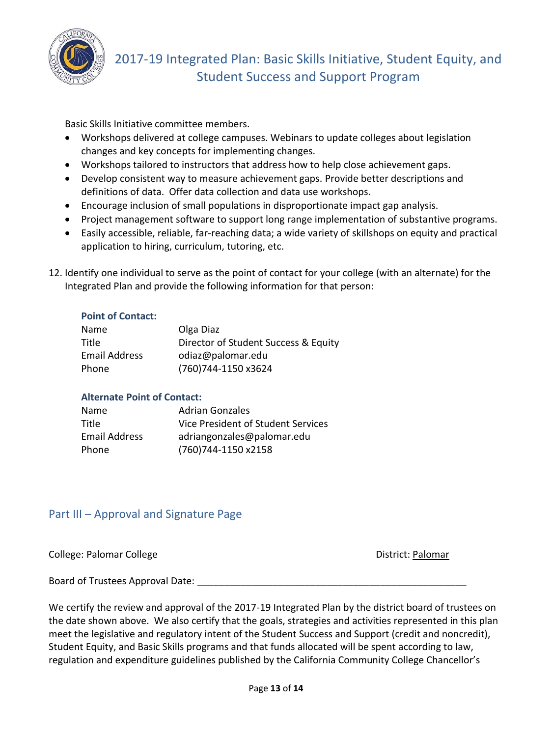Basic Skills Initiative committee members.

- Workshops delivered at college campuses. Webinars to update colleges about legislation changes and key concepts for implementing changes.
- Workshops tailored to instructors that address how to help close achievement gaps.
- Develop consistent way to measure achievement gaps. Provide better descriptions and definitions of data. Offer data collection and data use workshops.
- Encourage inclusion of small populations in disproportionate impact gap analysis.
- Project management software to support long range implementation of substantive programs.
- Easily accessible, reliable, far-reaching data; a wide variety of skillshops on equity and practical application to hiring, curriculum, tutoring, etc.

12. Identify one individual to serve as the point of contact for your college (with an alternate) for the Integrated Plan and provide the following information for that person:

**Point of Contact:**

| | |
|---|---|
| Name | Olga Diaz |
| Title | Director of Student Success & Equity |
| Email Address | odiaz@palomar.edu |
| Phone | (760)744-1150 x3624 |

**Alternate Point of Contact:**

| | |
|---|---|
| Name | Adrian Gonzales |
| Title | Vice President of Student Services |
| Email Address | adriangonzales@palomar.edu |
| Phone | (760)744-1150 x2158 |

## Part III – Approval and Signature Page

College: Palomar College District: Palomar

Board of Trustees Approval Date: ____________________________________________________

We certify the review and approval of the 2017-19 Integrated Plan by the district board of trustees on the date shown above. We also certify that the goals, strategies and activities represented in this plan meet the legislative and regulatory intent of the Student Success and Support (credit and noncredit), Student Equity, and Basic Skills programs and that funds allocated will be spent according to law, regulation and expenditure guidelines published by the California Community College Chancellor's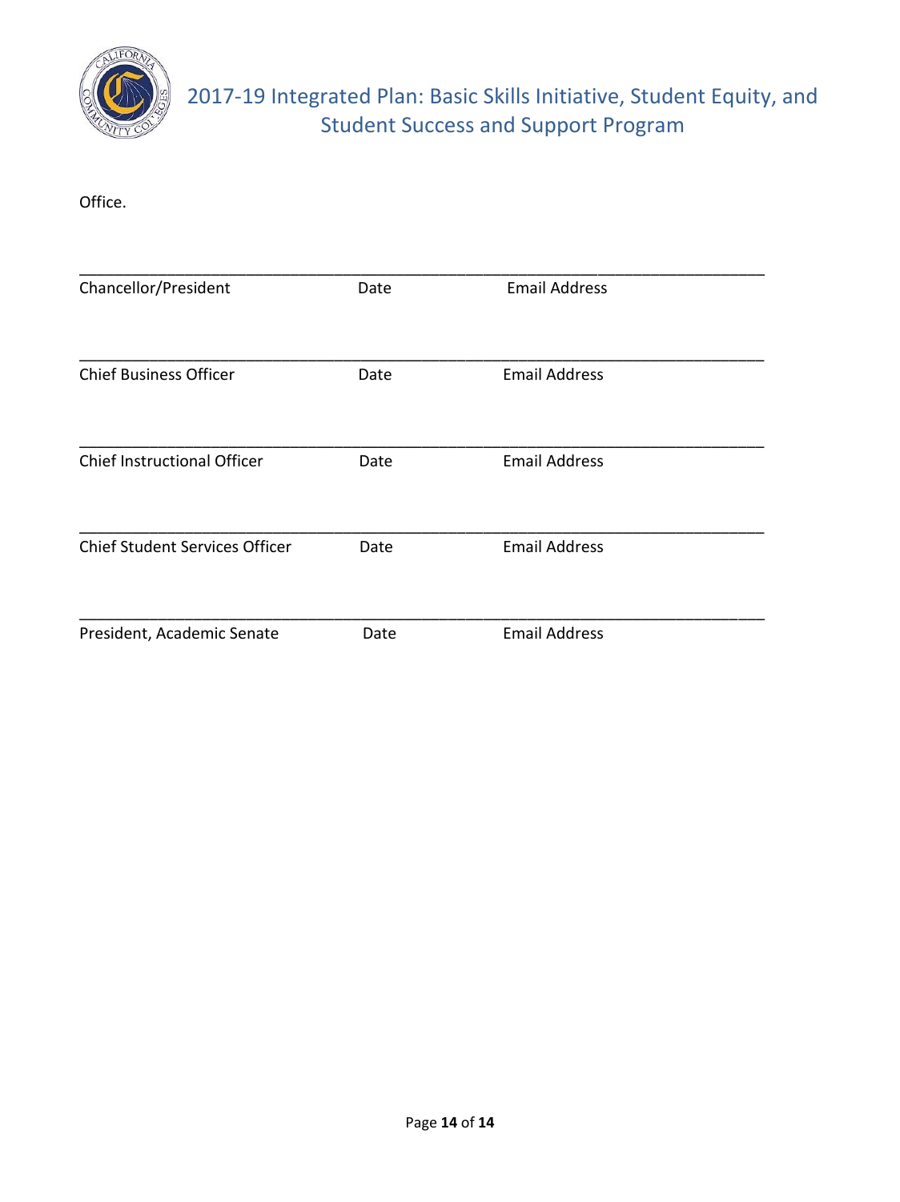Office.

\_\_\_\_\_\_\_\_\_\_\_\_\_\_\_\_\_\_\_\_\_\_\_\_\_\_\_\_\_\_\_\_\_\_\_\_\_\_\_\_\_\_\_\_\_\_\_\_\_\_\_\_\_\_\_\_\_\_\_\_\_\_\_\_\_\_\_\_\_\_\_\_\_\_\_\_\_\_

Chancellor/President Date Email Address

\_\_\_\_\_\_\_\_\_\_\_\_\_\_\_\_\_\_\_\_\_\_\_\_\_\_\_\_\_\_\_\_\_\_\_\_\_\_\_\_\_\_\_\_\_\_\_\_\_\_\_\_\_\_\_\_\_\_\_\_\_\_\_\_\_\_\_\_\_\_\_\_\_\_\_\_\_\_

Chief Business Officer Date Email Address

\_\_\_\_\_\_\_\_\_\_\_\_\_\_\_\_\_\_\_\_\_\_\_\_\_\_\_\_\_\_\_\_\_\_\_\_\_\_\_\_\_\_\_\_\_\_\_\_\_\_\_\_\_\_\_\_\_\_\_\_\_\_\_\_\_\_\_\_\_\_\_\_\_\_\_\_\_\_

Chief Instructional Officer Date Email Address

\_\_\_\_\_\_\_\_\_\_\_\_\_\_\_\_\_\_\_\_\_\_\_\_\_\_\_\_\_\_\_\_\_\_\_\_\_\_\_\_\_\_\_\_\_\_\_\_\_\_\_\_\_\_\_\_\_\_\_\_\_\_\_\_\_\_\_\_\_\_\_\_\_\_\_\_\_\_

Chief Student Services Officer Date Email Address

\_\_\_\_\_\_\_\_\_\_\_\_\_\_\_\_\_\_\_\_\_\_\_\_\_\_\_\_\_\_\_\_\_\_\_\_\_\_\_\_\_\_\_\_\_\_\_\_\_\_\_\_\_\_\_\_\_\_\_\_\_\_\_\_\_\_\_\_\_\_\_\_\_\_\_\_\_\_

President, Academic Senate Date Email Address